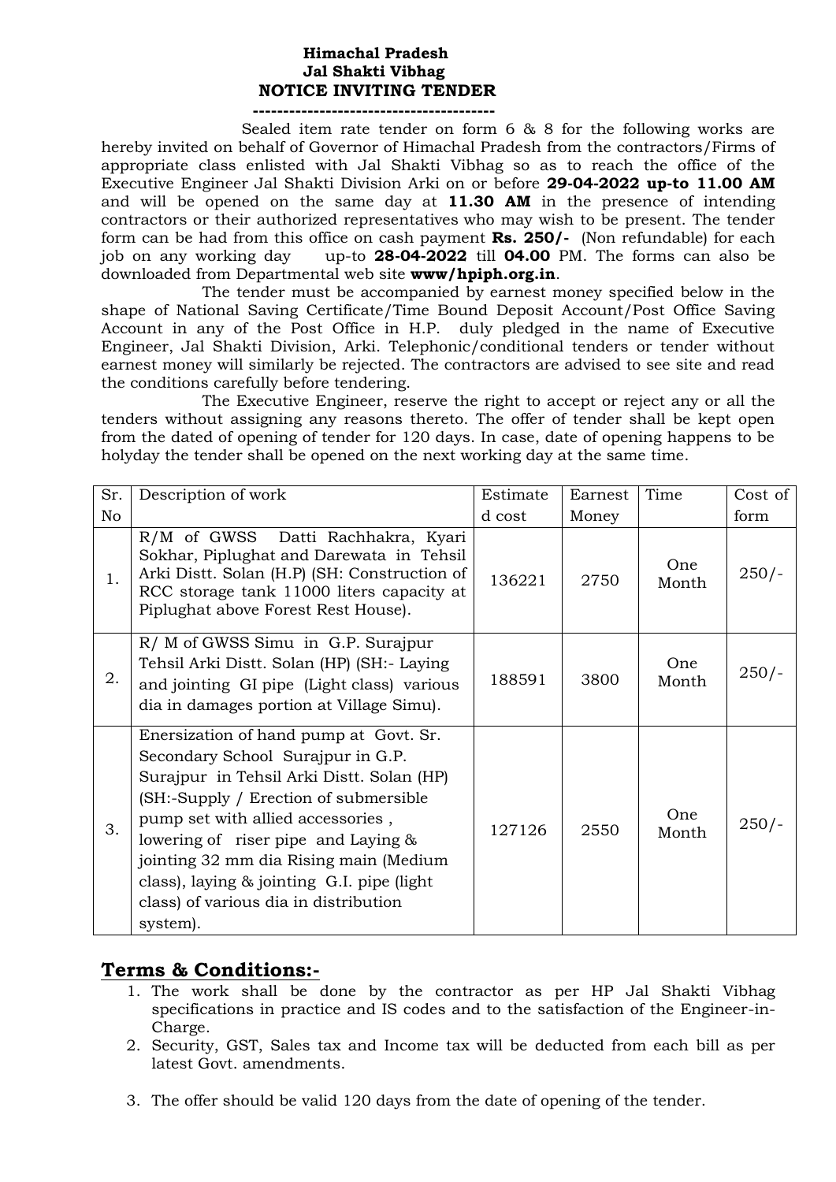**Himachal Pradesh**
**Jal Shakti Vibhag**
**NOTICE INVITING TENDER**

Sealed item rate tender on form 6 & 8 for the following works are hereby invited on behalf of Governor of Himachal Pradesh from the contractors/Firms of appropriate class enlisted with Jal Shakti Vibhag so as to reach the office of the Executive Engineer Jal Shakti Division Arki on or before **29-04-2022 up-to 11.00 AM** and will be opened on the same day at **11.30 AM** in the presence of intending contractors or their authorized representatives who may wish to be present. The tender form can be had from this office on cash payment **Rs. 250/-** (Non refundable) for each job on any working day up-to **28-04-2022** till **04.00** PM. The forms can also be downloaded from Departmental web site **www/hpiph.org.in**.

The tender must be accompanied by earnest money specified below in the shape of National Saving Certificate/Time Bound Deposit Account/Post Office Saving Account in any of the Post Office in H.P. duly pledged in the name of Executive Engineer, Jal Shakti Division, Arki. Telephonic/conditional tenders or tender without earnest money will similarly be rejected. The contractors are advised to see site and read the conditions carefully before tendering.

The Executive Engineer, reserve the right to accept or reject any or all the tenders without assigning any reasons thereto. The offer of tender shall be kept open from the dated of opening of tender for 120 days. In case, date of opening happens to be holyday the tender shall be opened on the next working day at the same time.

| Sr. No | Description of work | Estimated cost | Earnest Money | Time | Cost of form |
|---|---|---|---|---|---|
| 1. | R/M of GWSS Datti Rachhakra, Kyari Sokhar, Piplughat and Darewata in Tehsil Arki Distt. Solan (H.P) (SH: Construction of RCC storage tank 11000 liters capacity at Piplughat above Forest Rest House). | 136221 | 2750 | One Month | 250/- |
| 2. | R/ M of GWSS Simu in G.P. Surajpur Tehsil Arki Distt. Solan (HP) (SH:- Laying and jointing GI pipe (Light class) various dia in damages portion at Village Simu). | 188591 | 3800 | One Month | 250/- |
| 3. | Enersization of hand pump at Govt. Sr. Secondary School Surajpur in G.P. Surajpur in Tehsil Arki Distt. Solan (HP) (SH:-Supply / Erection of submersible pump set with allied accessories , lowering of riser pipe and Laying & jointing 32 mm dia Rising main (Medium class), laying & jointing G.I. pipe (light class) of various dia in distribution system). | 127126 | 2550 | One Month | 250/- |

## Terms & Conditions:-

1. The work shall be done by the contractor as per HP Jal Shakti Vibhag specifications in practice and IS codes and to the satisfaction of the Engineer-in-Charge.
2. Security, GST, Sales tax and Income tax will be deducted from each bill as per latest Govt. amendments.
3. The offer should be valid 120 days from the date of opening of the tender.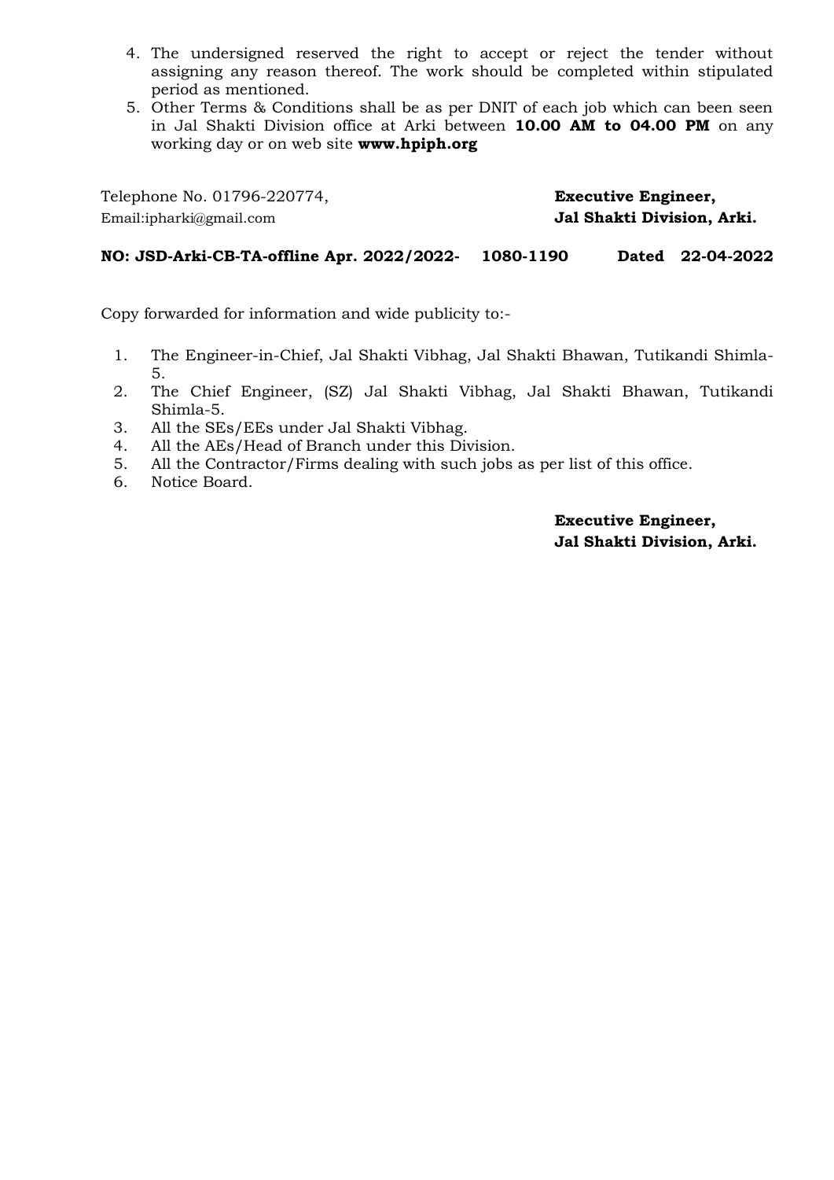4. The undersigned reserved the right to accept or reject the tender without assigning any reason thereof. The work should be completed within stipulated period as mentioned.
5. Other Terms & Conditions shall be as per DNIT of each job which can been seen in Jal Shakti Division office at Arki between **10.00 AM to 04.00 PM** on any working day or on web site **www.hpiph.org**

Telephone No. 01796-220774,
Email:ipharki@gmail.com

**Executive Engineer,**
**Jal Shakti Division, Arki.**

**NO: JSD-Arki-CB-TA-offline Apr. 2022/2022- 1080-1190 Dated 22-04-2022**

Copy forwarded for information and wide publicity to:-

1. The Engineer-in-Chief, Jal Shakti Vibhag, Jal Shakti Bhawan, Tutikandi Shimla-5.
2. The Chief Engineer, (SZ) Jal Shakti Vibhag, Jal Shakti Bhawan, Tutikandi Shimla-5.
3. All the SEs/EEs under Jal Shakti Vibhag.
4. All the AEs/Head of Branch under this Division.
5. All the Contractor/Firms dealing with such jobs as per list of this office.
6. Notice Board.

**Executive Engineer,**
**Jal Shakti Division, Arki.**